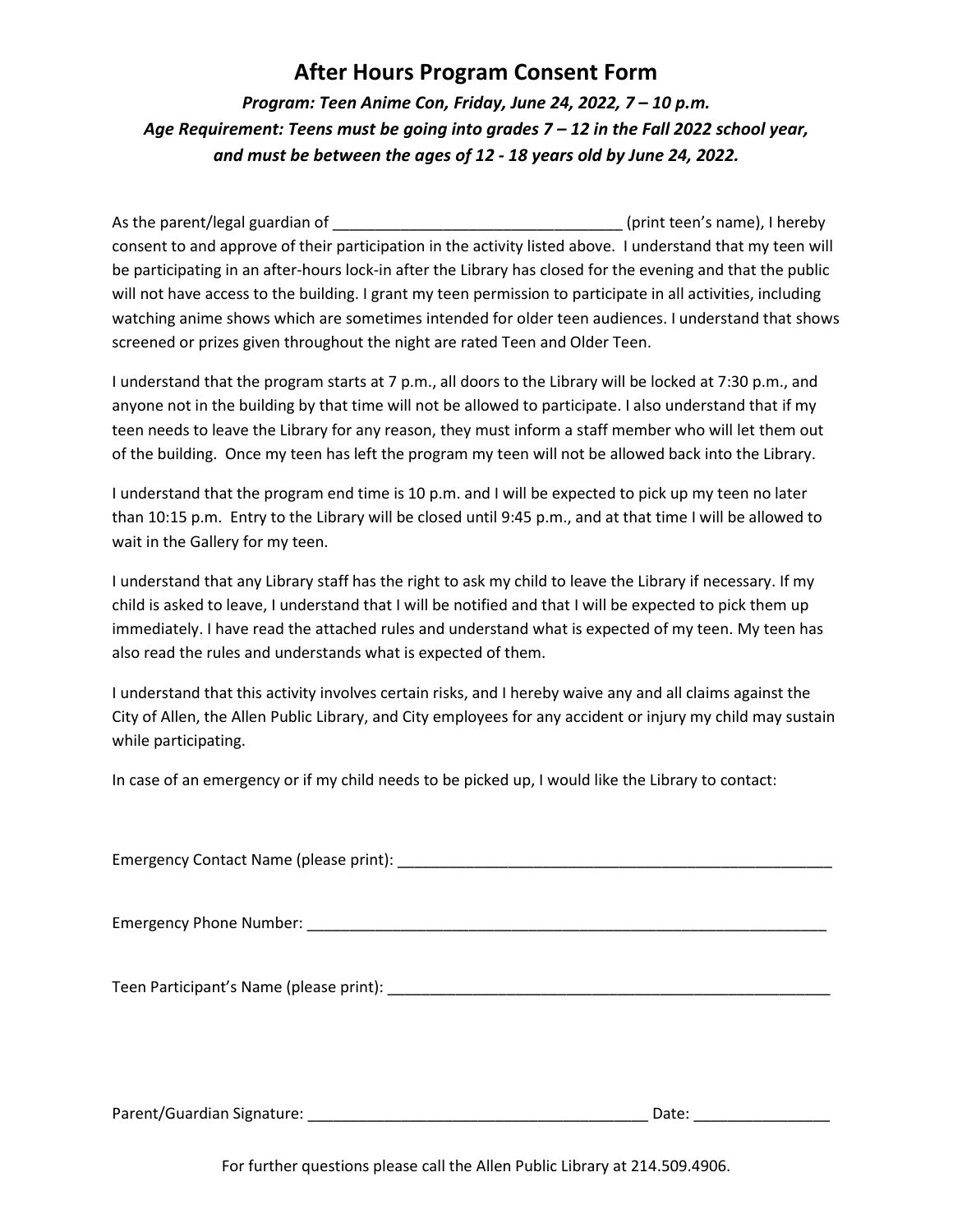# After Hours Program Consent Form

***Program: Teen Anime Con, Friday, June 24, 2022, 7 – 10 p.m.***
***Age Requirement: Teens must be going into grades 7 – 12 in the Fall 2022 school year, and must be between the ages of 12 - 18 years old by June 24, 2022.***

As the parent/legal guardian of __________________________________ (print teen's name), I hereby consent to and approve of their participation in the activity listed above. I understand that my teen will be participating in an after-hours lock-in after the Library has closed for the evening and that the public will not have access to the building. I grant my teen permission to participate in all activities, including watching anime shows which are sometimes intended for older teen audiences. I understand that shows screened or prizes given throughout the night are rated Teen and Older Teen.

I understand that the program starts at 7 p.m., all doors to the Library will be locked at 7:30 p.m., and anyone not in the building by that time will not be allowed to participate. I also understand that if my teen needs to leave the Library for any reason, they must inform a staff member who will let them out of the building. Once my teen has left the program my teen will not be allowed back into the Library.

I understand that the program end time is 10 p.m. and I will be expected to pick up my teen no later than 10:15 p.m. Entry to the Library will be closed until 9:45 p.m., and at that time I will be allowed to wait in the Gallery for my teen.

I understand that any Library staff has the right to ask my child to leave the Library if necessary. If my child is asked to leave, I understand that I will be notified and that I will be expected to pick them up immediately. I have read the attached rules and understand what is expected of my teen. My teen has also read the rules and understands what is expected of them.

I understand that this activity involves certain risks, and I hereby waive any and all claims against the City of Allen, the Allen Public Library, and City employees for any accident or injury my child may sustain while participating.

In case of an emergency or if my child needs to be picked up, I would like the Library to contact:

Emergency Contact Name (please print): ______________________________________________________

Emergency Phone Number: _________________________________________________________________

Teen Participant's Name (please print): ______________________________________________________

Parent/Guardian Signature: _________________________________________ Date: ________________

For further questions please call the Allen Public Library at 214.509.4906.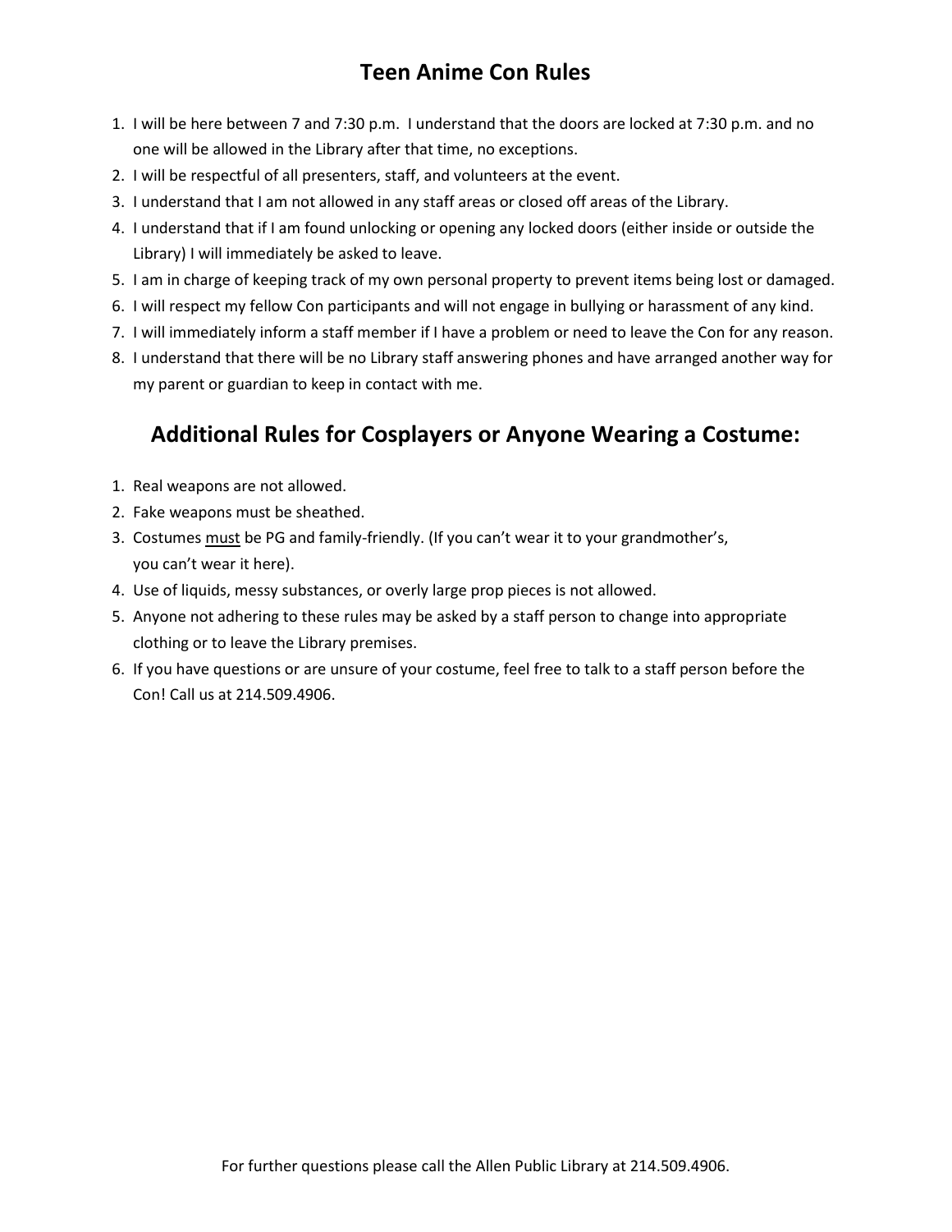# Teen Anime Con Rules

1. I will be here between 7 and 7:30 p.m. I understand that the doors are locked at 7:30 p.m. and no one will be allowed in the Library after that time, no exceptions.
2. I will be respectful of all presenters, staff, and volunteers at the event.
3. I understand that I am not allowed in any staff areas or closed off areas of the Library.
4. I understand that if I am found unlocking or opening any locked doors (either inside or outside the Library) I will immediately be asked to leave.
5. I am in charge of keeping track of my own personal property to prevent items being lost or damaged.
6. I will respect my fellow Con participants and will not engage in bullying or harassment of any kind.
7. I will immediately inform a staff member if I have a problem or need to leave the Con for any reason.
8. I understand that there will be no Library staff answering phones and have arranged another way for my parent or guardian to keep in contact with me.

# Additional Rules for Cosplayers or Anyone Wearing a Costume:

1. Real weapons are not allowed.
2. Fake weapons must be sheathed.
3. Costumes <u>must</u> be PG and family-friendly. (If you can't wear it to your grandmother's, you can't wear it here).
4. Use of liquids, messy substances, or overly large prop pieces is not allowed.
5. Anyone not adhering to these rules may be asked by a staff person to change into appropriate clothing or to leave the Library premises.
6. If you have questions or are unsure of your costume, feel free to talk to a staff person before the Con! Call us at 214.509.4906.

For further questions please call the Allen Public Library at 214.509.4906.